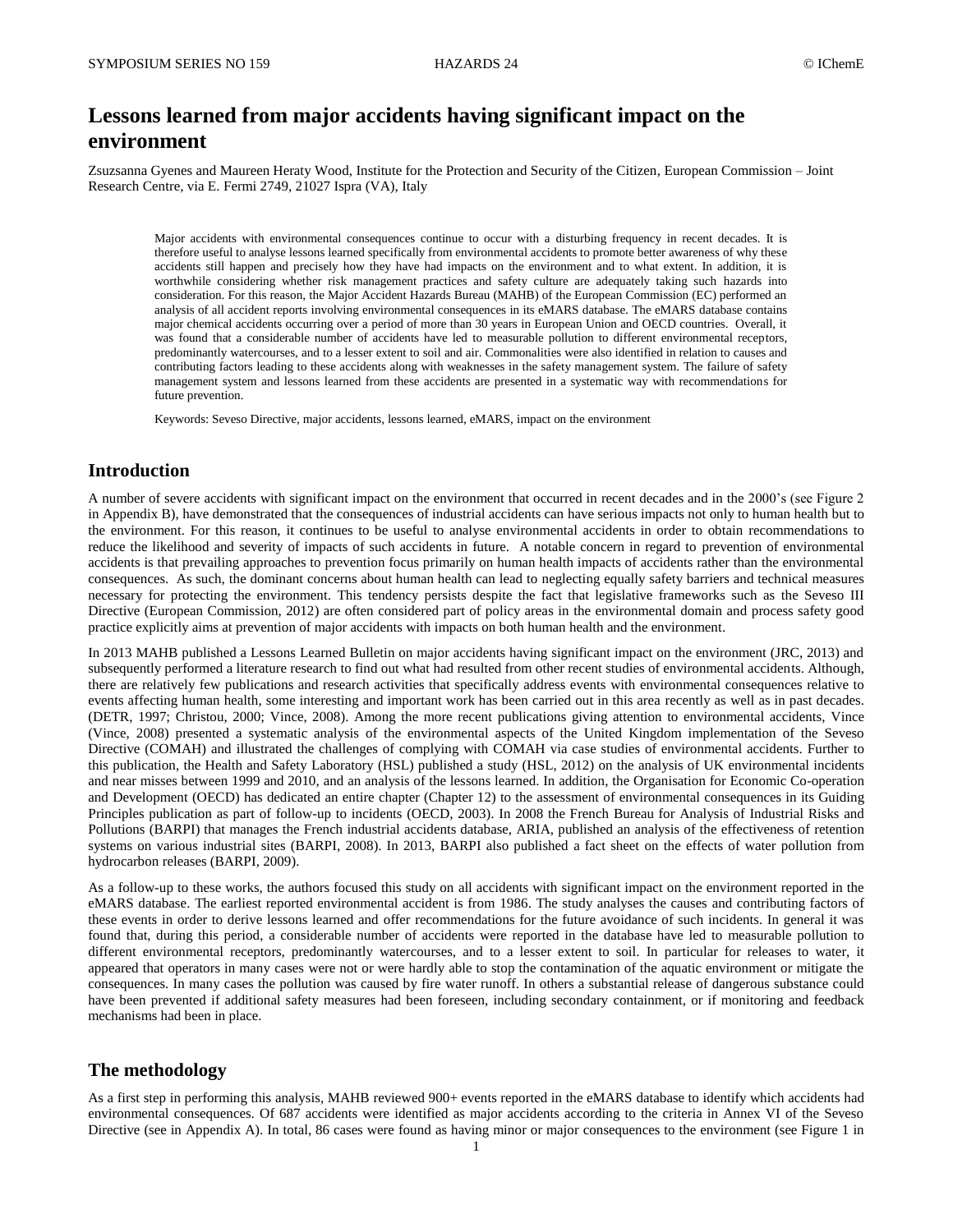# Lessons learned from major accidents having significant impact on the environment

Zsuzsanna Gyenes and Maureen Heraty Wood, Institute for the Protection and Security of the Citizen, European Commission – Joint Research Centre, via E. Fermi 2749, 21027 Ispra (VA), Italy

Major accidents with environmental consequences continue to occur with a disturbing frequency in recent decades. It is therefore useful to analyse lessons learned specifically from environmental accidents to promote better awareness of why these accidents still happen and precisely how they have had impacts on the environment and to what extent. In addition, it is worthwhile considering whether risk management practices and safety culture are adequately taking such hazards into consideration. For this reason, the Major Accident Hazards Bureau (MAHB) of the European Commission (EC) performed an analysis of all accident reports involving environmental consequences in its eMARS database. The eMARS database contains major chemical accidents occurring over a period of more than 30 years in European Union and OECD countries. Overall, it was found that a considerable number of accidents have led to measurable pollution to different environmental receptors, predominantly watercourses, and to a lesser extent to soil and air. Commonalities were also identified in relation to causes and contributing factors leading to these accidents along with weaknesses in the safety management system. The failure of safety management system and lessons learned from these accidents are presented in a systematic way with recommendations for future prevention.

Keywords: Seveso Directive, major accidents, lessons learned, eMARS, impact on the environment

## Introduction

A number of severe accidents with significant impact on the environment that occurred in recent decades and in the 2000's (see Figure 2 in Appendix B), have demonstrated that the consequences of industrial accidents can have serious impacts not only to human health but to the environment. For this reason, it continues to be useful to analyse environmental accidents in order to obtain recommendations to reduce the likelihood and severity of impacts of such accidents in future. A notable concern in regard to prevention of environmental accidents is that prevailing approaches to prevention focus primarily on human health impacts of accidents rather than the environmental consequences. As such, the dominant concerns about human health can lead to neglecting equally safety barriers and technical measures necessary for protecting the environment. This tendency persists despite the fact that legislative frameworks such as the Seveso III Directive (European Commission, 2012) are often considered part of policy areas in the environmental domain and process safety good practice explicitly aims at prevention of major accidents with impacts on both human health and the environment.

In 2013 MAHB published a Lessons Learned Bulletin on major accidents having significant impact on the environment (JRC, 2013) and subsequently performed a literature research to find out what had resulted from other recent studies of environmental accidents. Although, there are relatively few publications and research activities that specifically address events with environmental consequences relative to events affecting human health, some interesting and important work has been carried out in this area recently as well as in past decades. (DETR, 1997; Christou, 2000; Vince, 2008). Among the more recent publications giving attention to environmental accidents, Vince (Vince, 2008) presented a systematic analysis of the environmental aspects of the United Kingdom implementation of the Seveso Directive (COMAH) and illustrated the challenges of complying with COMAH via case studies of environmental accidents. Further to this publication, the Health and Safety Laboratory (HSL) published a study (HSL, 2012) on the analysis of UK environmental incidents and near misses between 1999 and 2010, and an analysis of the lessons learned. In addition, the Organisation for Economic Co-operation and Development (OECD) has dedicated an entire chapter (Chapter 12) to the assessment of environmental consequences in its Guiding Principles publication as part of follow-up to incidents (OECD, 2003). In 2008 the French Bureau for Analysis of Industrial Risks and Pollutions (BARPI) that manages the French industrial accidents database, ARIA, published an analysis of the effectiveness of retention systems on various industrial sites (BARPI, 2008). In 2013, BARPI also published a fact sheet on the effects of water pollution from hydrocarbon releases (BARPI, 2009).

As a follow-up to these works, the authors focused this study on all accidents with significant impact on the environment reported in the eMARS database. The earliest reported environmental accident is from 1986. The study analyses the causes and contributing factors of these events in order to derive lessons learned and offer recommendations for the future avoidance of such incidents. In general it was found that, during this period, a considerable number of accidents were reported in the database have led to measurable pollution to different environmental receptors, predominantly watercourses, and to a lesser extent to soil. In particular for releases to water, it appeared that operators in many cases were not or were hardly able to stop the contamination of the aquatic environment or mitigate the consequences. In many cases the pollution was caused by fire water runoff. In others a substantial release of dangerous substance could have been prevented if additional safety measures had been foreseen, including secondary containment, or if monitoring and feedback mechanisms had been in place.

## The methodology

As a first step in performing this analysis, MAHB reviewed 900+ events reported in the eMARS database to identify which accidents had environmental consequences. Of 687 accidents were identified as major accidents according to the criteria in Annex VI of the Seveso Directive (see in Appendix A). In total, 86 cases were found as having minor or major consequences to the environment (see Figure 1 in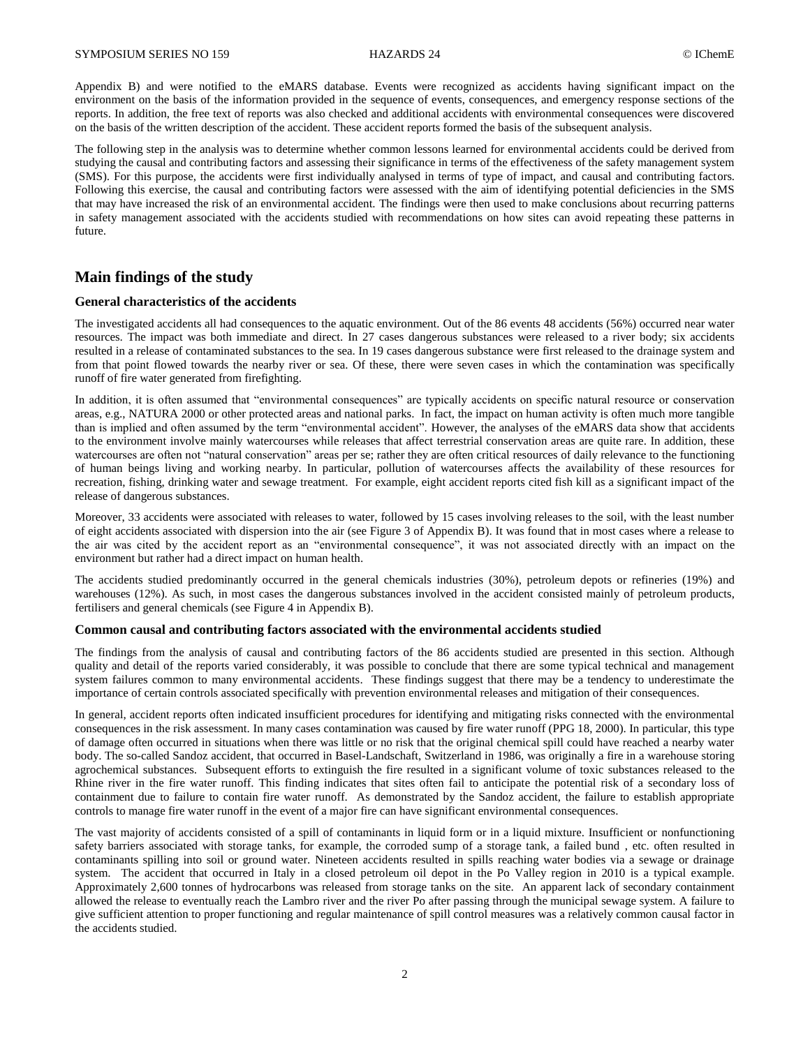Appendix B) and were notified to the eMARS database. Events were recognized as accidents having significant impact on the environment on the basis of the information provided in the sequence of events, consequences, and emergency response sections of the reports. In addition, the free text of reports was also checked and additional accidents with environmental consequences were discovered on the basis of the written description of the accident. These accident reports formed the basis of the subsequent analysis.

The following step in the analysis was to determine whether common lessons learned for environmental accidents could be derived from studying the causal and contributing factors and assessing their significance in terms of the effectiveness of the safety management system (SMS). For this purpose, the accidents were first individually analysed in terms of type of impact, and causal and contributing factors. Following this exercise, the causal and contributing factors were assessed with the aim of identifying potential deficiencies in the SMS that may have increased the risk of an environmental accident. The findings were then used to make conclusions about recurring patterns in safety management associated with the accidents studied with recommendations on how sites can avoid repeating these patterns in future.

## Main findings of the study

### General characteristics of the accidents

The investigated accidents all had consequences to the aquatic environment. Out of the 86 events 48 accidents (56%) occurred near water resources. The impact was both immediate and direct. In 27 cases dangerous substances were released to a river body; six accidents resulted in a release of contaminated substances to the sea. In 19 cases dangerous substance were first released to the drainage system and from that point flowed towards the nearby river or sea. Of these, there were seven cases in which the contamination was specifically runoff of fire water generated from firefighting.

In addition, it is often assumed that "environmental consequences" are typically accidents on specific natural resource or conservation areas, e.g., NATURA 2000 or other protected areas and national parks. In fact, the impact on human activity is often much more tangible than is implied and often assumed by the term "environmental accident". However, the analyses of the eMARS data show that accidents to the environment involve mainly watercourses while releases that affect terrestrial conservation areas are quite rare. In addition, these watercourses are often not "natural conservation" areas per se; rather they are often critical resources of daily relevance to the functioning of human beings living and working nearby. In particular, pollution of watercourses affects the availability of these resources for recreation, fishing, drinking water and sewage treatment. For example, eight accident reports cited fish kill as a significant impact of the release of dangerous substances.

Moreover, 33 accidents were associated with releases to water, followed by 15 cases involving releases to the soil, with the least number of eight accidents associated with dispersion into the air (see Figure 3 of Appendix B). It was found that in most cases where a release to the air was cited by the accident report as an "environmental consequence", it was not associated directly with an impact on the environment but rather had a direct impact on human health.

The accidents studied predominantly occurred in the general chemicals industries (30%), petroleum depots or refineries (19%) and warehouses (12%). As such, in most cases the dangerous substances involved in the accident consisted mainly of petroleum products, fertilisers and general chemicals (see Figure 4 in Appendix B).

### Common causal and contributing factors associated with the environmental accidents studied

The findings from the analysis of causal and contributing factors of the 86 accidents studied are presented in this section. Although quality and detail of the reports varied considerably, it was possible to conclude that there are some typical technical and management system failures common to many environmental accidents. These findings suggest that there may be a tendency to underestimate the importance of certain controls associated specifically with prevention environmental releases and mitigation of their consequences.

In general, accident reports often indicated insufficient procedures for identifying and mitigating risks connected with the environmental consequences in the risk assessment. In many cases contamination was caused by fire water runoff (PPG 18, 2000). In particular, this type of damage often occurred in situations when there was little or no risk that the original chemical spill could have reached a nearby water body. The so-called Sandoz accident, that occurred in Basel-Landschaft, Switzerland in 1986, was originally a fire in a warehouse storing agrochemical substances. Subsequent efforts to extinguish the fire resulted in a significant volume of toxic substances released to the Rhine river in the fire water runoff. This finding indicates that sites often fail to anticipate the potential risk of a secondary loss of containment due to failure to contain fire water runoff. As demonstrated by the Sandoz accident, the failure to establish appropriate controls to manage fire water runoff in the event of a major fire can have significant environmental consequences.

The vast majority of accidents consisted of a spill of contaminants in liquid form or in a liquid mixture. Insufficient or nonfunctioning safety barriers associated with storage tanks, for example, the corroded sump of a storage tank, a failed bund , etc. often resulted in contaminants spilling into soil or ground water. Nineteen accidents resulted in spills reaching water bodies via a sewage or drainage system. The accident that occurred in Italy in a closed petroleum oil depot in the Po Valley region in 2010 is a typical example. Approximately 2,600 tonnes of hydrocarbons was released from storage tanks on the site. An apparent lack of secondary containment allowed the release to eventually reach the Lambro river and the river Po after passing through the municipal sewage system. A failure to give sufficient attention to proper functioning and regular maintenance of spill control measures was a relatively common causal factor in the accidents studied.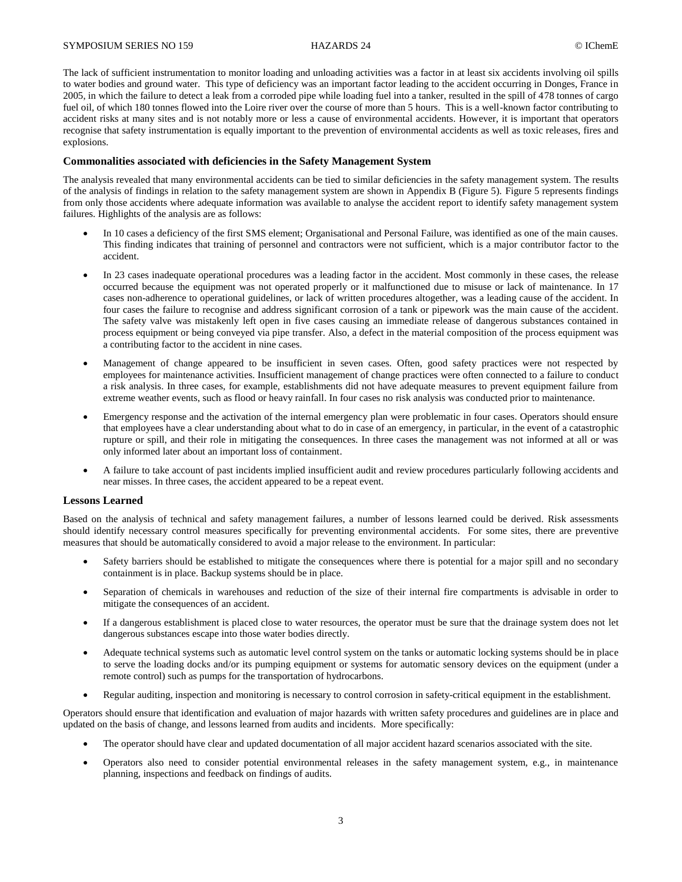The lack of sufficient instrumentation to monitor loading and unloading activities was a factor in at least six accidents involving oil spills to water bodies and ground water. This type of deficiency was an important factor leading to the accident occurring in Donges, France in 2005, in which the failure to detect a leak from a corroded pipe while loading fuel into a tanker, resulted in the spill of 478 tonnes of cargo fuel oil, of which 180 tonnes flowed into the Loire river over the course of more than 5 hours. This is a well-known factor contributing to accident risks at many sites and is not notably more or less a cause of environmental accidents. However, it is important that operators recognise that safety instrumentation is equally important to the prevention of environmental accidents as well as toxic releases, fires and explosions.

### Commonalities associated with deficiencies in the Safety Management System

The analysis revealed that many environmental accidents can be tied to similar deficiencies in the safety management system. The results of the analysis of findings in relation to the safety management system are shown in Appendix B (Figure 5). Figure 5 represents findings from only those accidents where adequate information was available to analyse the accident report to identify safety management system failures. Highlights of the analysis are as follows:

- In 10 cases a deficiency of the first SMS element; Organisational and Personal Failure, was identified as one of the main causes. This finding indicates that training of personnel and contractors were not sufficient, which is a major contributor factor to the accident.
- In 23 cases inadequate operational procedures was a leading factor in the accident. Most commonly in these cases, the release occurred because the equipment was not operated properly or it malfunctioned due to misuse or lack of maintenance. In 17 cases non-adherence to operational guidelines, or lack of written procedures altogether, was a leading cause of the accident. In four cases the failure to recognise and address significant corrosion of a tank or pipework was the main cause of the accident. The safety valve was mistakenly left open in five cases causing an immediate release of dangerous substances contained in process equipment or being conveyed via pipe transfer. Also, a defect in the material composition of the process equipment was a contributing factor to the accident in nine cases.
- Management of change appeared to be insufficient in seven cases. Often, good safety practices were not respected by employees for maintenance activities. Insufficient management of change practices were often connected to a failure to conduct a risk analysis. In three cases, for example, establishments did not have adequate measures to prevent equipment failure from extreme weather events, such as flood or heavy rainfall. In four cases no risk analysis was conducted prior to maintenance.
- Emergency response and the activation of the internal emergency plan were problematic in four cases. Operators should ensure that employees have a clear understanding about what to do in case of an emergency, in particular, in the event of a catastrophic rupture or spill, and their role in mitigating the consequences. In three cases the management was not informed at all or was only informed later about an important loss of containment.
- A failure to take account of past incidents implied insufficient audit and review procedures particularly following accidents and near misses. In three cases, the accident appeared to be a repeat event.

### Lessons Learned

Based on the analysis of technical and safety management failures, a number of lessons learned could be derived. Risk assessments should identify necessary control measures specifically for preventing environmental accidents. For some sites, there are preventive measures that should be automatically considered to avoid a major release to the environment. In particular:

- Safety barriers should be established to mitigate the consequences where there is potential for a major spill and no secondary containment is in place. Backup systems should be in place.
- Separation of chemicals in warehouses and reduction of the size of their internal fire compartments is advisable in order to mitigate the consequences of an accident.
- If a dangerous establishment is placed close to water resources, the operator must be sure that the drainage system does not let dangerous substances escape into those water bodies directly.
- Adequate technical systems such as automatic level control system on the tanks or automatic locking systems should be in place to serve the loading docks and/or its pumping equipment or systems for automatic sensory devices on the equipment (under a remote control) such as pumps for the transportation of hydrocarbons.
- Regular auditing, inspection and monitoring is necessary to control corrosion in safety-critical equipment in the establishment.

Operators should ensure that identification and evaluation of major hazards with written safety procedures and guidelines are in place and updated on the basis of change, and lessons learned from audits and incidents. More specifically:

- The operator should have clear and updated documentation of all major accident hazard scenarios associated with the site.
- Operators also need to consider potential environmental releases in the safety management system, e.g., in maintenance planning, inspections and feedback on findings of audits.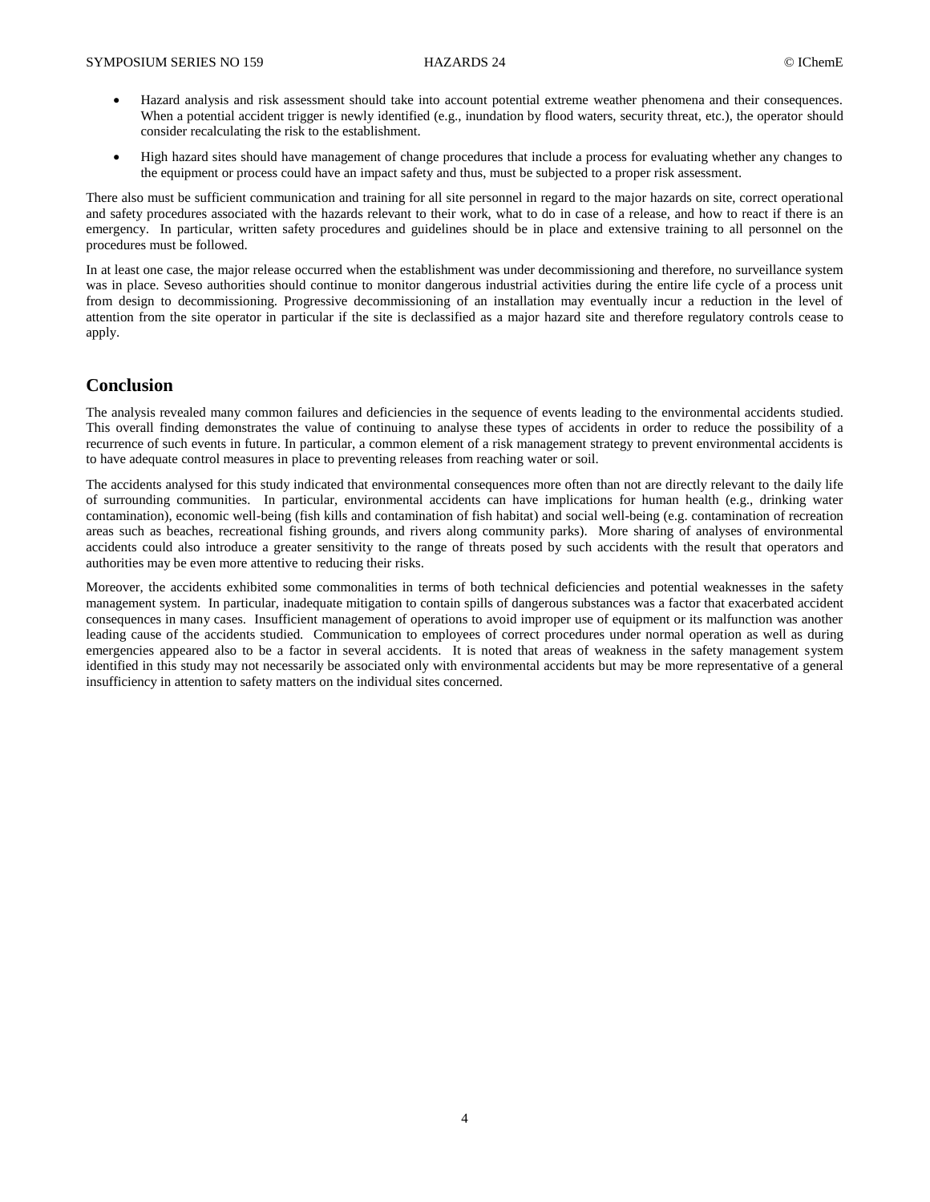- Hazard analysis and risk assessment should take into account potential extreme weather phenomena and their consequences. When a potential accident trigger is newly identified (e.g., inundation by flood waters, security threat, etc.), the operator should consider recalculating the risk to the establishment.
- High hazard sites should have management of change procedures that include a process for evaluating whether any changes to the equipment or process could have an impact safety and thus, must be subjected to a proper risk assessment.

There also must be sufficient communication and training for all site personnel in regard to the major hazards on site, correct operational and safety procedures associated with the hazards relevant to their work, what to do in case of a release, and how to react if there is an emergency. In particular, written safety procedures and guidelines should be in place and extensive training to all personnel on the procedures must be followed.

In at least one case, the major release occurred when the establishment was under decommissioning and therefore, no surveillance system was in place. Seveso authorities should continue to monitor dangerous industrial activities during the entire life cycle of a process unit from design to decommissioning. Progressive decommissioning of an installation may eventually incur a reduction in the level of attention from the site operator in particular if the site is declassified as a major hazard site and therefore regulatory controls cease to apply.

## Conclusion

The analysis revealed many common failures and deficiencies in the sequence of events leading to the environmental accidents studied. This overall finding demonstrates the value of continuing to analyse these types of accidents in order to reduce the possibility of a recurrence of such events in future. In particular, a common element of a risk management strategy to prevent environmental accidents is to have adequate control measures in place to preventing releases from reaching water or soil.

The accidents analysed for this study indicated that environmental consequences more often than not are directly relevant to the daily life of surrounding communities. In particular, environmental accidents can have implications for human health (e.g., drinking water contamination), economic well-being (fish kills and contamination of fish habitat) and social well-being (e.g. contamination of recreation areas such as beaches, recreational fishing grounds, and rivers along community parks). More sharing of analyses of environmental accidents could also introduce a greater sensitivity to the range of threats posed by such accidents with the result that operators and authorities may be even more attentive to reducing their risks.

Moreover, the accidents exhibited some commonalities in terms of both technical deficiencies and potential weaknesses in the safety management system. In particular, inadequate mitigation to contain spills of dangerous substances was a factor that exacerbated accident consequences in many cases. Insufficient management of operations to avoid improper use of equipment or its malfunction was another leading cause of the accidents studied. Communication to employees of correct procedures under normal operation as well as during emergencies appeared also to be a factor in several accidents. It is noted that areas of weakness in the safety management system identified in this study may not necessarily be associated only with environmental accidents but may be more representative of a general insufficiency in attention to safety matters on the individual sites concerned.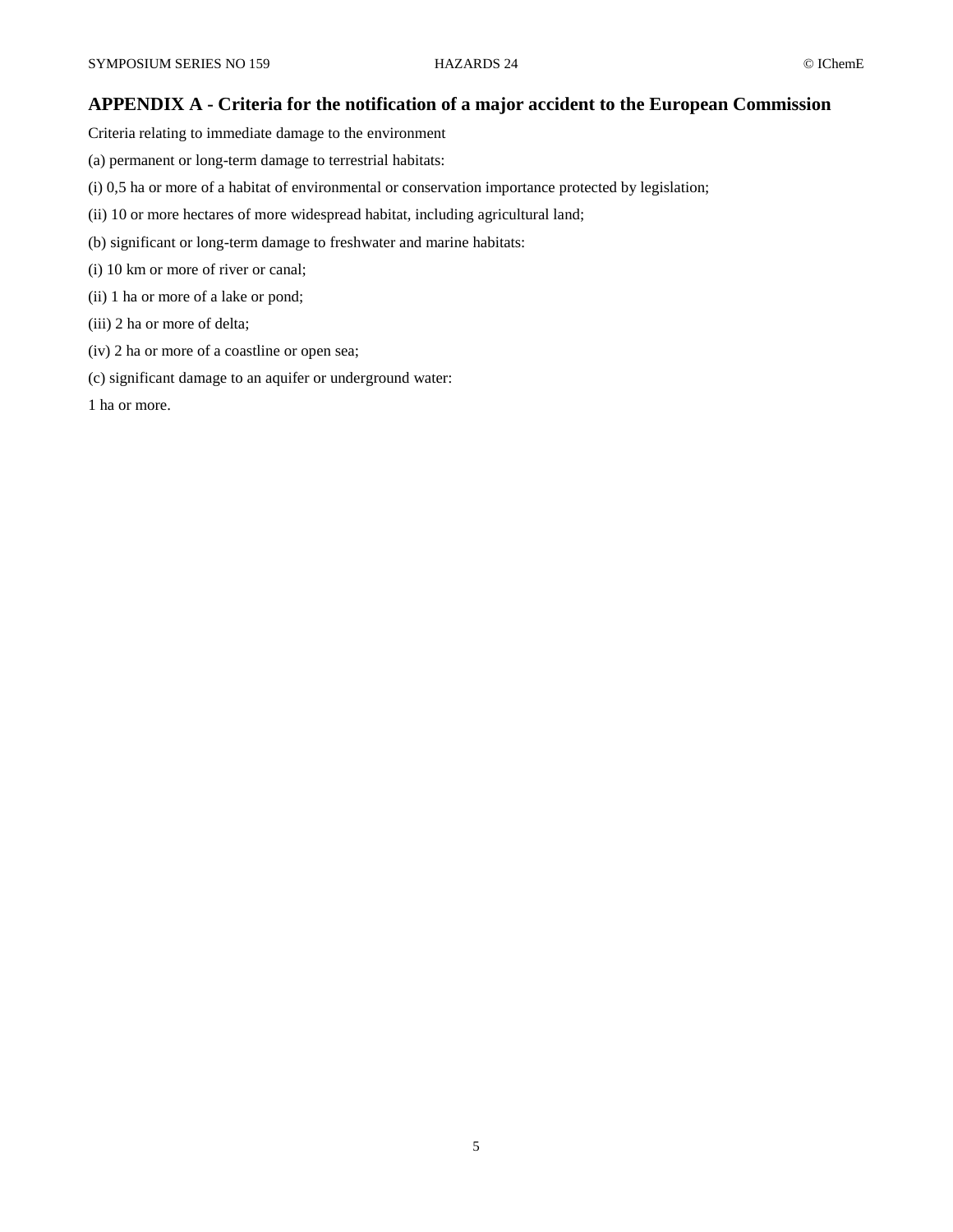## APPENDIX A - Criteria for the notification of a major accident to the European Commission

Criteria relating to immediate damage to the environment

(a) permanent or long-term damage to terrestrial habitats:

(i) 0,5 ha or more of a habitat of environmental or conservation importance protected by legislation;

(ii) 10 or more hectares of more widespread habitat, including agricultural land;

(b) significant or long-term damage to freshwater and marine habitats:

(i) 10 km or more of river or canal;

(ii) 1 ha or more of a lake or pond;

(iii) 2 ha or more of delta;

(iv) 2 ha or more of a coastline or open sea;

(c) significant damage to an aquifer or underground water:

1 ha or more.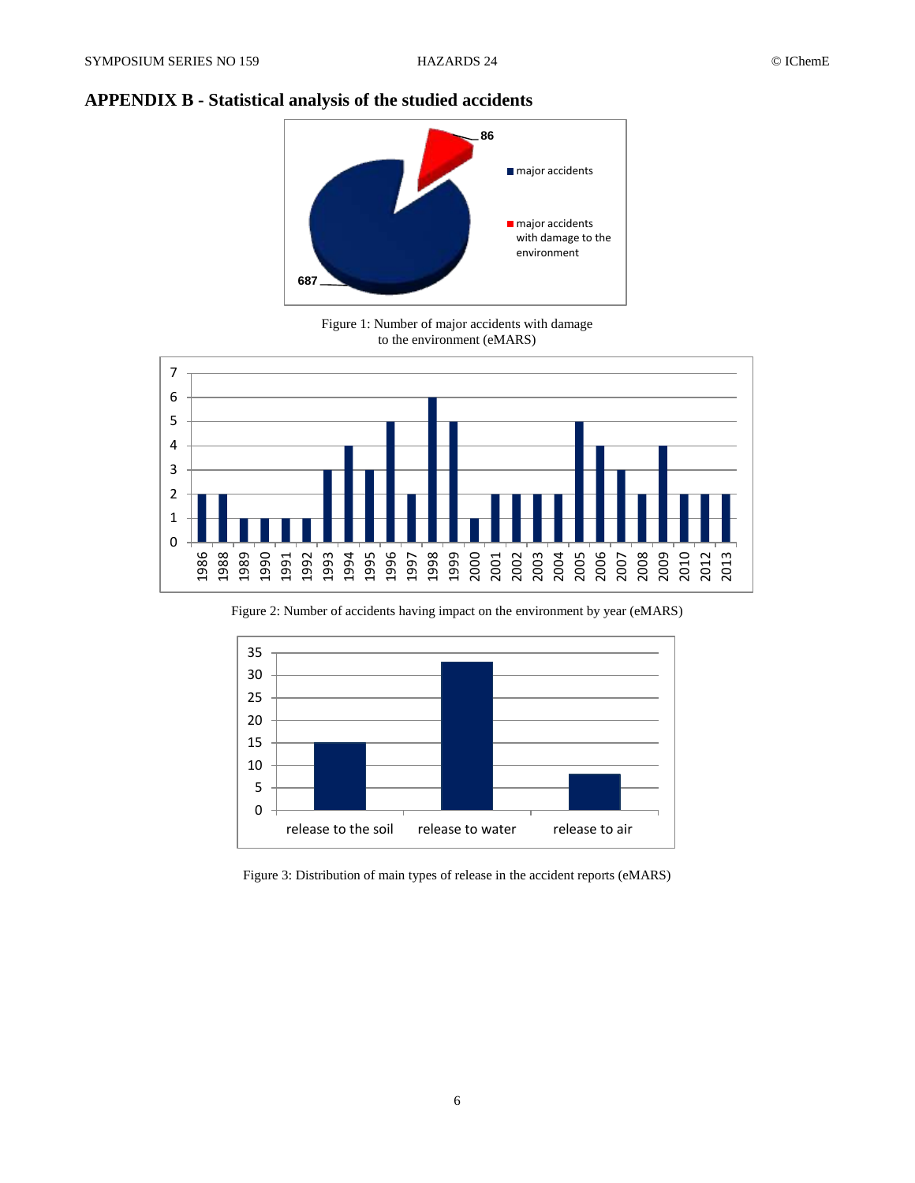## APPENDIX B - Statistical analysis of the studied accidents

Figure 1: Number of major accidents with damage to the environment (eMARS)

Figure 2: Number of accidents having impact on the environment by year (eMARS)

Figure 3: Distribution of main types of release in the accident reports (eMARS)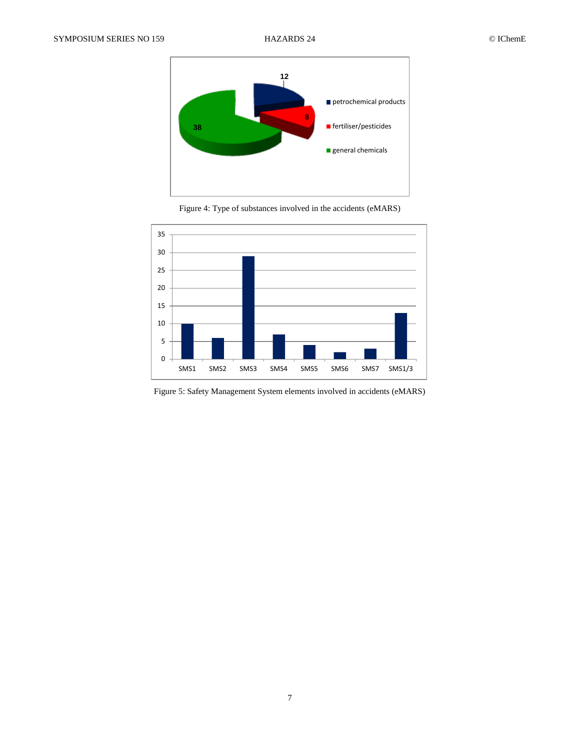Figure 4: Type of substances involved in the accidents (eMARS)

Figure 5: Safety Management System elements involved in accidents (eMARS)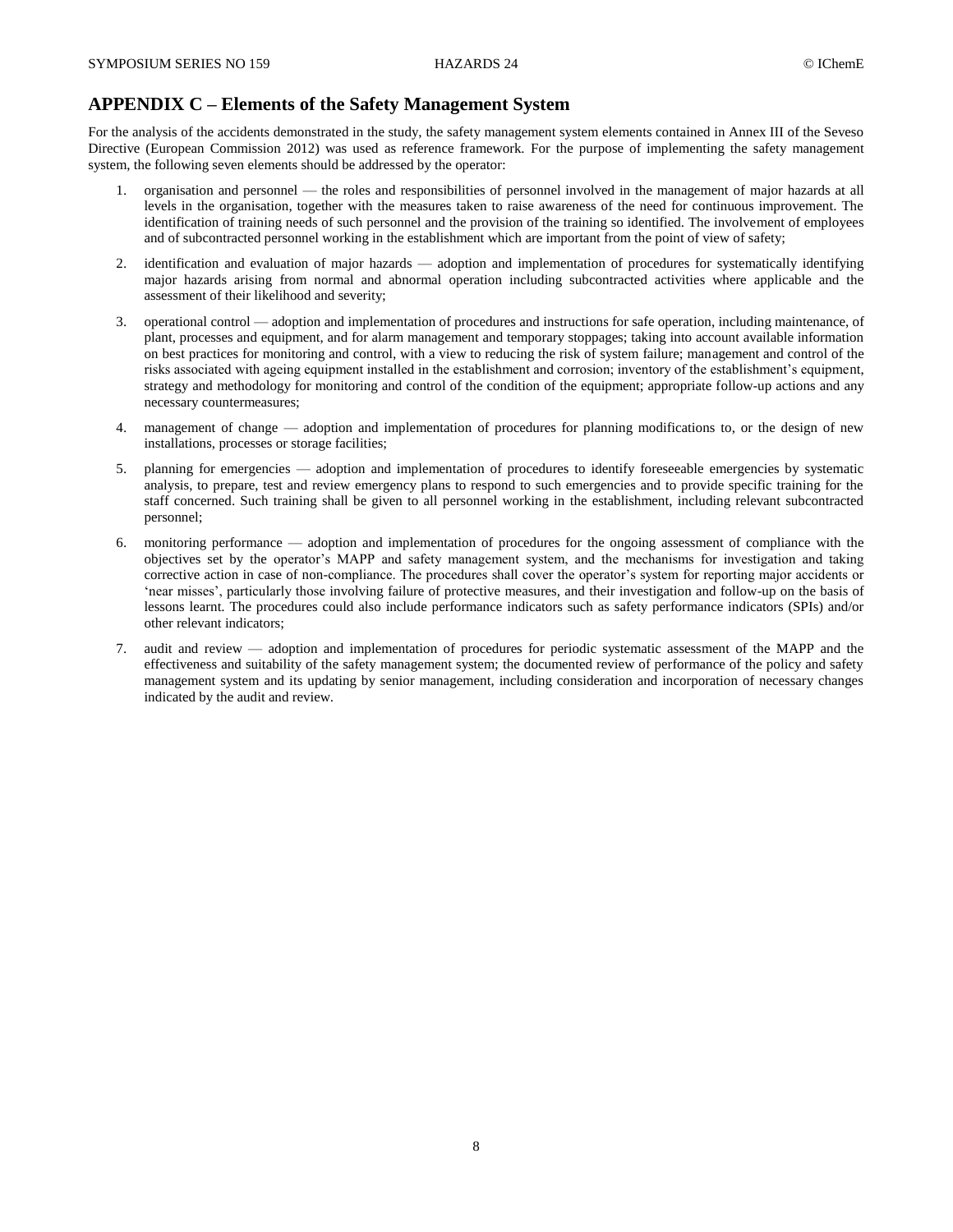## APPENDIX C – Elements of the Safety Management System

For the analysis of the accidents demonstrated in the study, the safety management system elements contained in Annex III of the Seveso Directive (European Commission 2012) was used as reference framework. For the purpose of implementing the safety management system, the following seven elements should be addressed by the operator:

1. organisation and personnel — the roles and responsibilities of personnel involved in the management of major hazards at all levels in the organisation, together with the measures taken to raise awareness of the need for continuous improvement. The identification of training needs of such personnel and the provision of the training so identified. The involvement of employees and of subcontracted personnel working in the establishment which are important from the point of view of safety;

2. identification and evaluation of major hazards — adoption and implementation of procedures for systematically identifying major hazards arising from normal and abnormal operation including subcontracted activities where applicable and the assessment of their likelihood and severity;

3. operational control — adoption and implementation of procedures and instructions for safe operation, including maintenance, of plant, processes and equipment, and for alarm management and temporary stoppages; taking into account available information on best practices for monitoring and control, with a view to reducing the risk of system failure; management and control of the risks associated with ageing equipment installed in the establishment and corrosion; inventory of the establishment's equipment, strategy and methodology for monitoring and control of the condition of the equipment; appropriate follow-up actions and any necessary countermeasures;

4. management of change — adoption and implementation of procedures for planning modifications to, or the design of new installations, processes or storage facilities;

5. planning for emergencies — adoption and implementation of procedures to identify foreseeable emergencies by systematic analysis, to prepare, test and review emergency plans to respond to such emergencies and to provide specific training for the staff concerned. Such training shall be given to all personnel working in the establishment, including relevant subcontracted personnel;

6. monitoring performance — adoption and implementation of procedures for the ongoing assessment of compliance with the objectives set by the operator's MAPP and safety management system, and the mechanisms for investigation and taking corrective action in case of non-compliance. The procedures shall cover the operator's system for reporting major accidents or 'near misses', particularly those involving failure of protective measures, and their investigation and follow-up on the basis of lessons learnt. The procedures could also include performance indicators such as safety performance indicators (SPIs) and/or other relevant indicators;

7. audit and review — adoption and implementation of procedures for periodic systematic assessment of the MAPP and the effectiveness and suitability of the safety management system; the documented review of performance of the policy and safety management system and its updating by senior management, including consideration and incorporation of necessary changes indicated by the audit and review.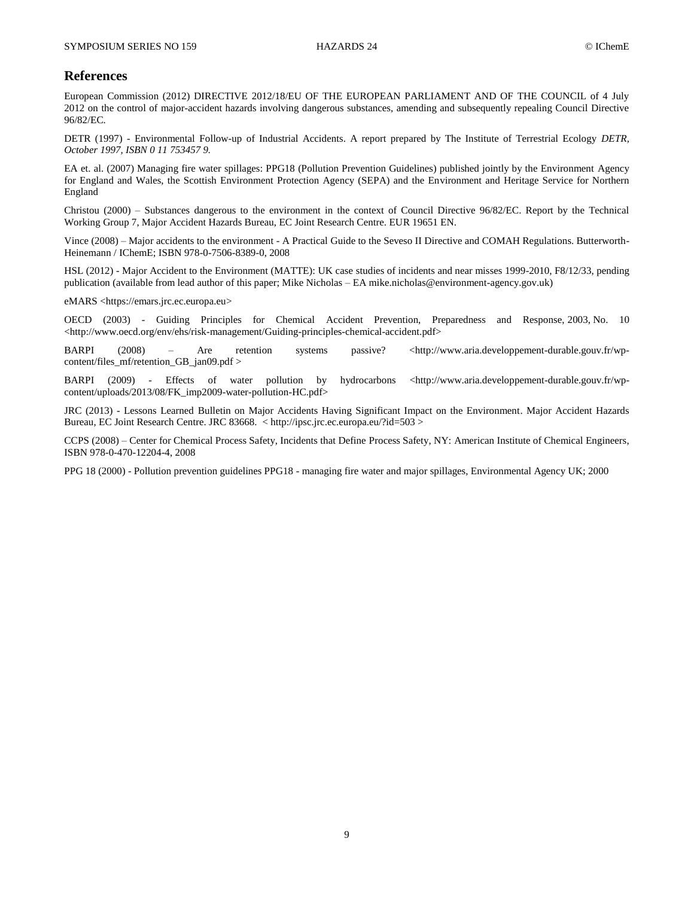## References

European Commission (2012) DIRECTIVE 2012/18/EU OF THE EUROPEAN PARLIAMENT AND OF THE COUNCIL of 4 July 2012 on the control of major-accident hazards involving dangerous substances, amending and subsequently repealing Council Directive 96/82/EC.

DETR (1997) - Environmental Follow-up of Industrial Accidents. A report prepared by The Institute of Terrestrial Ecology *DETR, October 1997, ISBN 0 11 753457 9.*

EA et. al. (2007) Managing fire water spillages: PPG18 (Pollution Prevention Guidelines) published jointly by the Environment Agency for England and Wales, the Scottish Environment Protection Agency (SEPA) and the Environment and Heritage Service for Northern England

Christou (2000) – Substances dangerous to the environment in the context of Council Directive 96/82/EC. Report by the Technical Working Group 7, Major Accident Hazards Bureau, EC Joint Research Centre. EUR 19651 EN.

Vince (2008) – Major accidents to the environment - A Practical Guide to the Seveso II Directive and COMAH Regulations. Butterworth-Heinemann / IChemE; ISBN 978-0-7506-8389-0, 2008

HSL (2012) - Major Accident to the Environment (MATTE): UK case studies of incidents and near misses 1999-2010, F8/12/33, pending publication (available from lead author of this paper; Mike Nicholas – EA mike.nicholas@environment-agency.gov.uk)

eMARS <https://emars.jrc.ec.europa.eu>

OECD (2003) - Guiding Principles for Chemical Accident Prevention, Preparedness and Response, 2003, No. 10 <http://www.oecd.org/env/ehs/risk-management/Guiding-principles-chemical-accident.pdf>

BARPI (2008) – Are retention systems passive? <http://www.aria.developpement-durable.gouv.fr/wp-content/files_mf/retention_GB_jan09.pdf >

BARPI (2009) - Effects of water pollution by hydrocarbons <http://www.aria.developpement-durable.gouv.fr/wp-content/uploads/2013/08/FK_imp2009-water-pollution-HC.pdf>

JRC (2013) - Lessons Learned Bulletin on Major Accidents Having Significant Impact on the Environment. Major Accident Hazards Bureau, EC Joint Research Centre. JRC 83668. < http://ipsc.jrc.ec.europa.eu/?id=503 >

CCPS (2008) – Center for Chemical Process Safety, Incidents that Define Process Safety, NY: American Institute of Chemical Engineers, ISBN 978-0-470-12204-4, 2008

PPG 18 (2000) - Pollution prevention guidelines PPG18 - managing fire water and major spillages, Environmental Agency UK; 2000